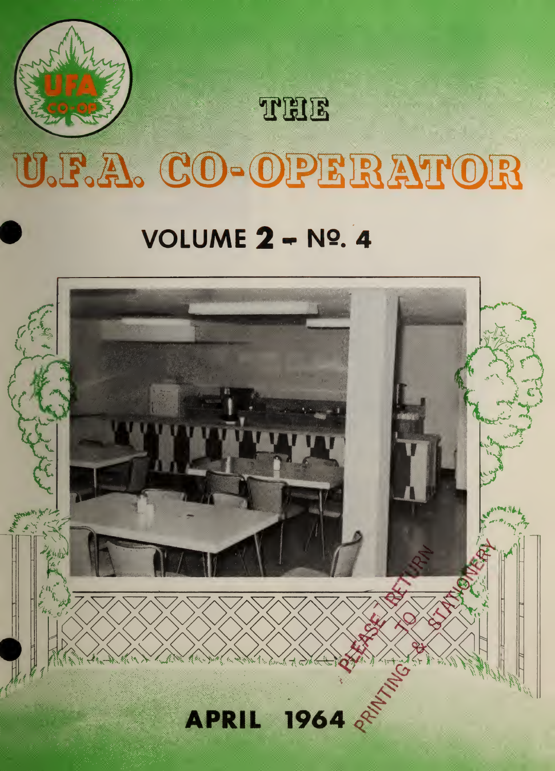UFA CO-OP

# THE U.F.A. CO-OPERATOR

## VOLUME 2 – Nº. 4

PLEASE RETURN TO PRINTING & STATIONERY

**APRIL 1964**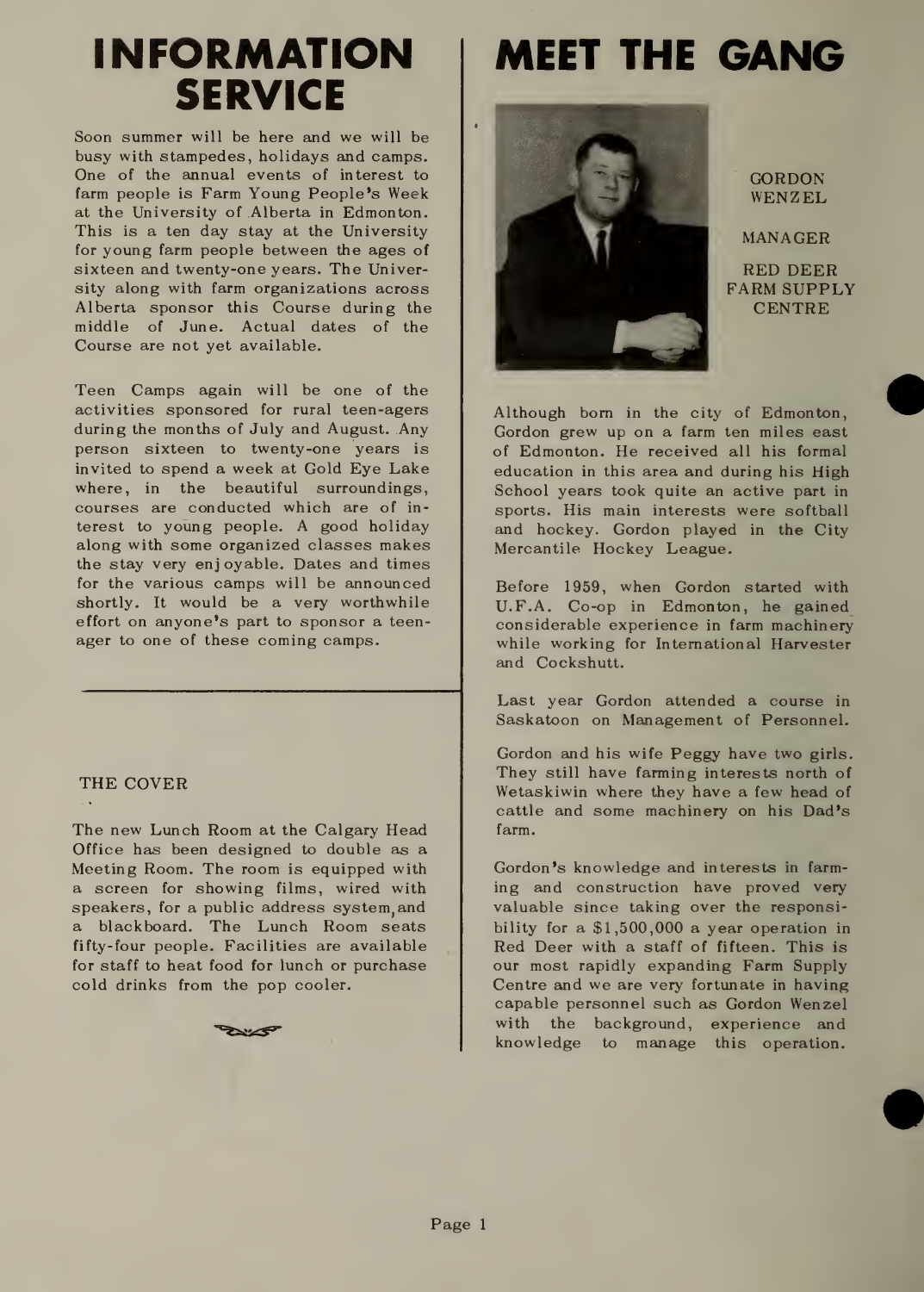# INFORMATION SERVICE

Soon summer will be here and we will be busy with stampedes, holidays and camps. One of the annual events of interest to farm people is Farm Young People's Week at the University of Alberta in Edmonton. This is a ten day stay at the University for young farm people between the ages of sixteen and twenty-one years. The University along with farm organizations across Alberta sponsor this Course during the middle of June. Actual dates of the Course are not yet available.

Teen Camps again will be one of the activities sponsored for rural teen-agers during the months of July and August. Any person sixteen to twenty-one years is invited to spend a week at Gold Eye Lake where, in the beautiful surroundings, courses are conducted which are of interest to young people. A good holiday along with some organized classes makes the stay very enjoyable. Dates and times for the various camps will be announced shortly. It would be a very worthwhile effort on anyone's part to sponsor a teen-ager to one of these coming camps.

## THE COVER

The new Lunch Room at the Calgary Head Office has been designed to double as a Meeting Room. The room is equipped with a screen for showing films, wired with speakers, for a public address system, and a blackboard. The Lunch Room seats fifty-four people. Facilities are available for staff to heat food for lunch or purchase cold drinks from the pop cooler.

# MEET THE GANG

GORDON WENZEL

MANAGER

RED DEER FARM SUPPLY CENTRE

Although born in the city of Edmonton, Gordon grew up on a farm ten miles east of Edmonton. He received all his formal education in this area and during his High School years took quite an active part in sports. His main interests were softball and hockey. Gordon played in the City Mercantile Hockey League.

Before 1959, when Gordon started with U.F.A. Co-op in Edmonton, he gained considerable experience in farm machinery while working for International Harvester and Cockshutt.

Last year Gordon attended a course in Saskatoon on Management of Personnel.

Gordon and his wife Peggy have two girls. They still have farming interests north of Wetaskiwin where they have a few head of cattle and some machinery on his Dad's farm.

Gordon's knowledge and interests in farming and construction have proved very valuable since taking over the responsibility for a $1,500,000 a year operation in Red Deer with a staff of fifteen. This is our most rapidly expanding Farm Supply Centre and we are very fortunate in having capable personnel such as Gordon Wenzel with the background, experience and knowledge to manage this operation.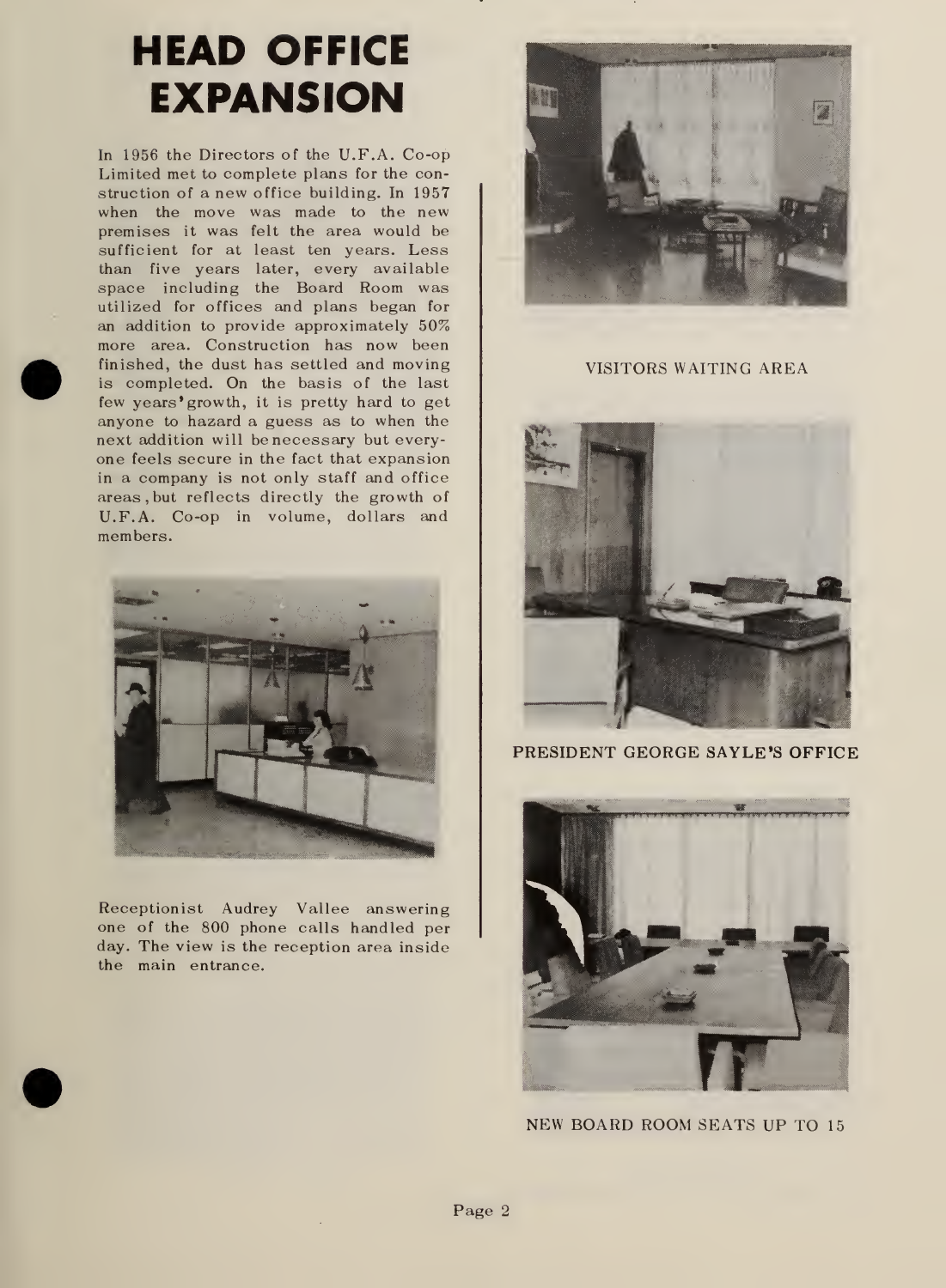# HEAD OFFICE EXPANSION

In 1956 the Directors of the U.F.A. Co-op Limited met to complete plans for the construction of a new office building. In 1957 when the move was made to the new premises it was felt the area would be sufficient for at least ten years. Less than five years later, every available space including the Board Room was utilized for offices and plans began for an addition to provide approximately 50% more area. Construction has now been finished, the dust has settled and moving is completed. On the basis of the last few years' growth, it is pretty hard to get anyone to hazard a guess as to when the next addition will be necessary but everyone feels secure in the fact that expansion in a company is not only staff and office areas, but reflects directly the growth of U.F.A. Co-op in volume, dollars and members.

Receptionist Audrey Vallee answering one of the 800 phone calls handled per day. The view is the reception area inside the main entrance.

VISITORS WAITING AREA

PRESIDENT GEORGE SAYLE'S OFFICE

NEW BOARD ROOM SEATS UP TO 15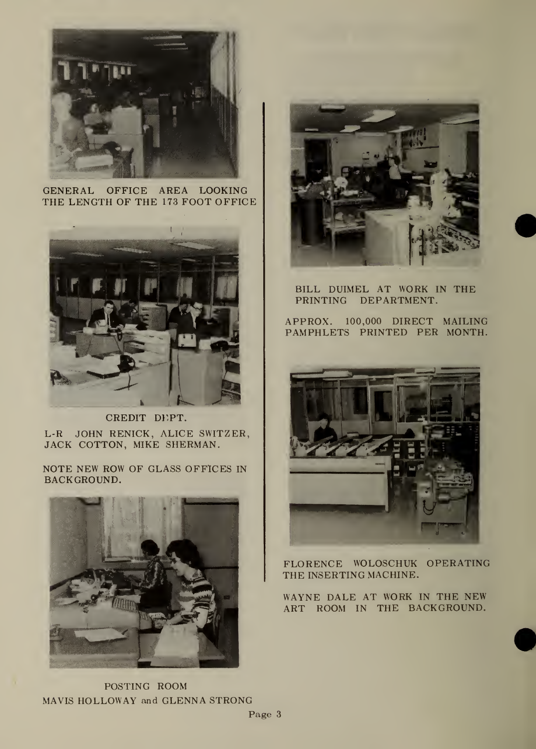GENERAL OFFICE AREA LOOKING THE LENGTH OF THE 173 FOOT OFFICE

CREDIT DEPT.

L-R JOHN RENICK, ALICE SWITZER, JACK COTTON, MIKE SHERMAN.

NOTE NEW ROW OF GLASS OFFICES IN BACKGROUND.

POSTING ROOM
MAVIS HOLLOWAY and GLENNA STRONG

BILL DUIMEL AT WORK IN THE PRINTING DEPARTMENT.

APPROX. 100,000 DIRECT MAILING PAMPHLETS PRINTED PER MONTH.

FLORENCE WOLOSCHUK OPERATING THE INSERTING MACHINE.

WAYNE DALE AT WORK IN THE NEW ART ROOM IN THE BACKGROUND.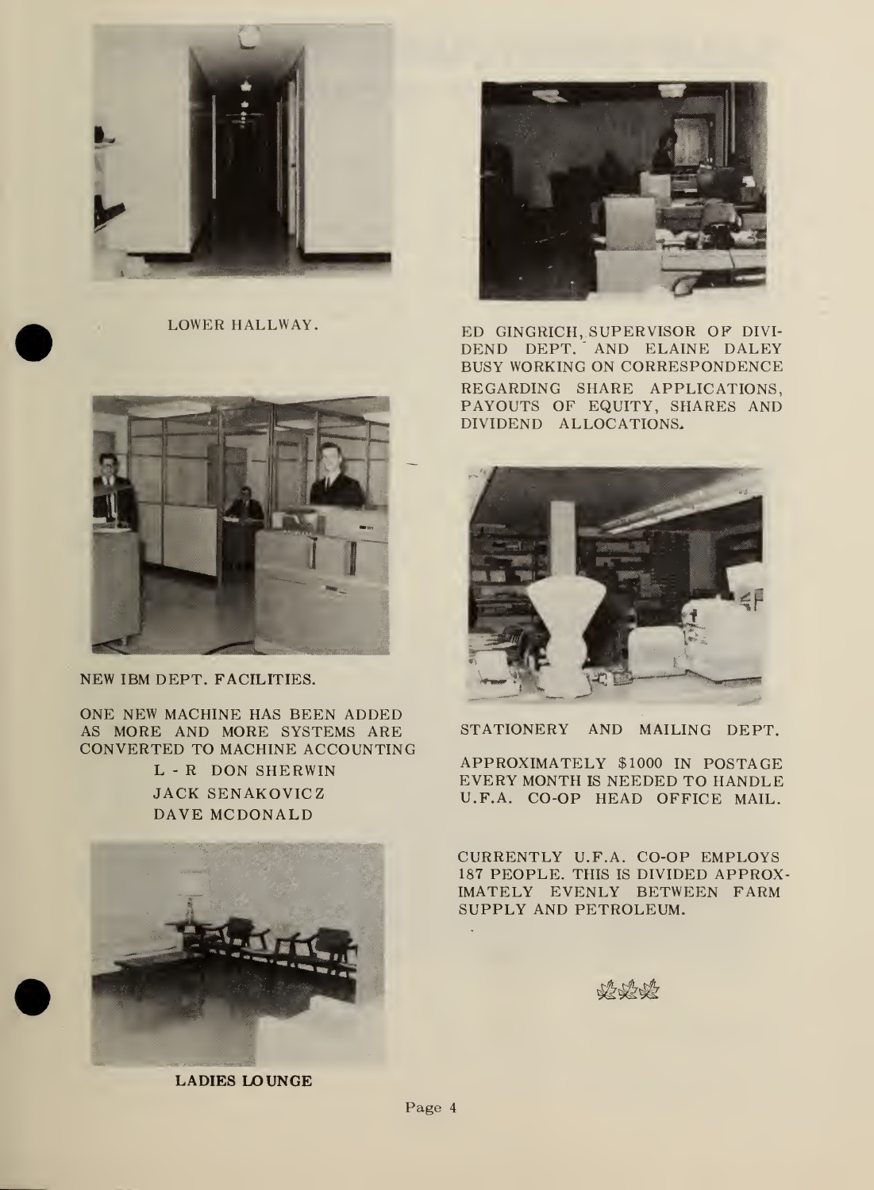LOWER HALLWAY.

ED GINGRICH, SUPERVISOR OF DIVIDEND DEPT. AND ELAINE DALEY BUSY WORKING ON CORRESPONDENCE REGARDING SHARE APPLICATIONS, PAYOUTS OF EQUITY, SHARES AND DIVIDEND ALLOCATIONS.

NEW IBM DEPT. FACILITIES.

ONE NEW MACHINE HAS BEEN ADDED AS MORE AND MORE SYSTEMS ARE CONVERTED TO MACHINE ACCOUNTING

L - R DON SHERWIN
JACK SENAKOVICZ
DAVE MCDONALD

STATIONERY AND MAILING DEPT.

APPROXIMATELY $1000 IN POSTAGE EVERY MONTH IS NEEDED TO HANDLE U.F.A. CO-OP HEAD OFFICE MAIL.

LADIES LOUNGE

CURRENTLY U.F.A. CO-OP EMPLOYS 187 PEOPLE. THIS IS DIVIDED APPROXIMATELY EVENLY BETWEEN FARM SUPPLY AND PETROLEUM.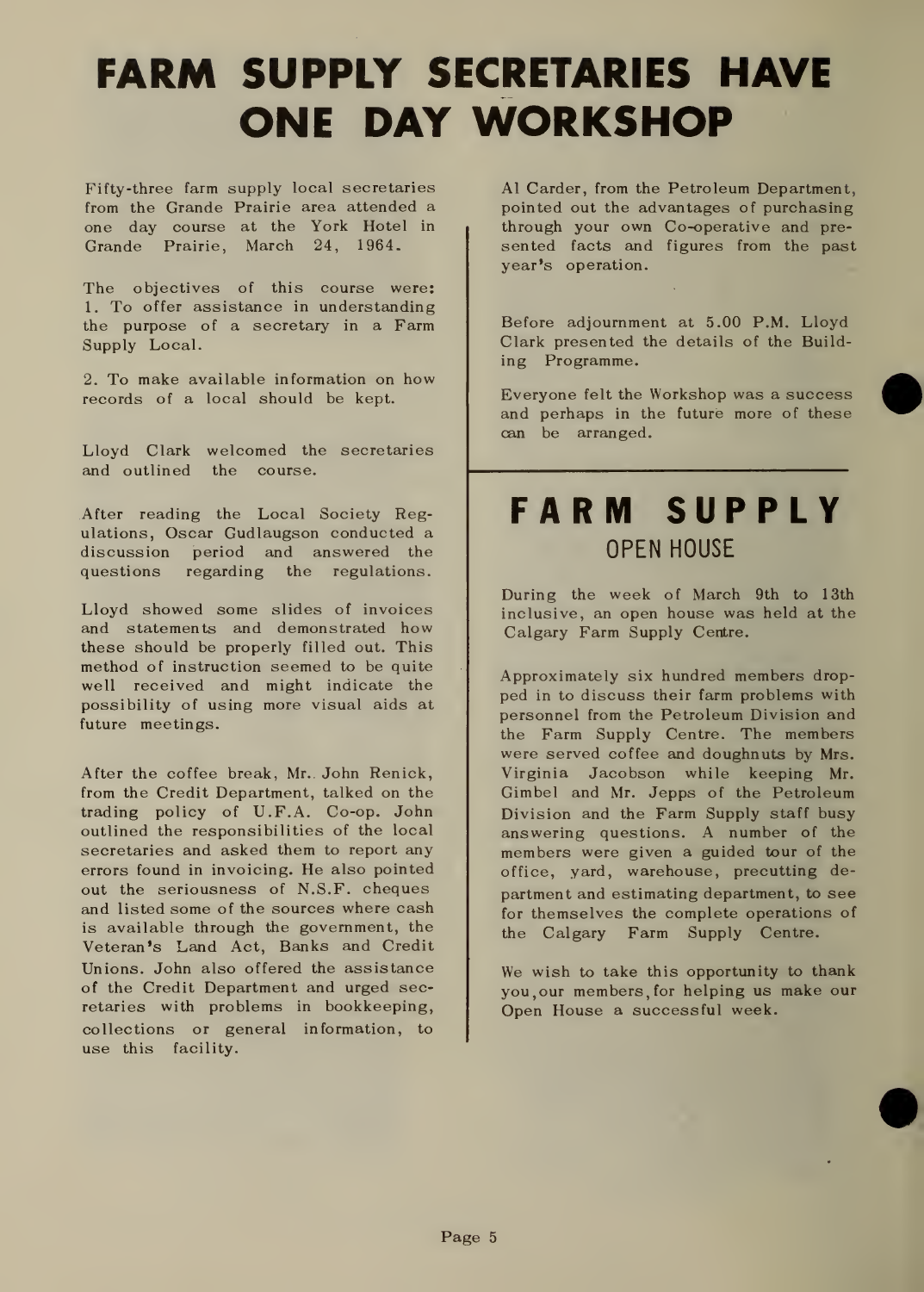# FARM SUPPLY SECRETARIES HAVE ONE DAY WORKSHOP

Fifty-three farm supply local secretaries from the Grande Prairie area attended a one day course at the York Hotel in Grande Prairie, March 24, 1964.

The objectives of this course were:
1. To offer assistance in understanding the purpose of a secretary in a Farm Supply Local.

2. To make available information on how records of a local should be kept.

Lloyd Clark welcomed the secretaries and outlined the course.

After reading the Local Society Regulations, Oscar Gudlaugson conducted a discussion period and answered the questions regarding the regulations.

Lloyd showed some slides of invoices and statements and demonstrated how these should be properly filled out. This method of instruction seemed to be quite well received and might indicate the possibility of using more visual aids at future meetings.

After the coffee break, Mr. John Renick, from the Credit Department, talked on the trading policy of U.F.A. Co-op. John outlined the responsibilities of the local secretaries and asked them to report any errors found in invoicing. He also pointed out the seriousness of N.S.F. cheques and listed some of the sources where cash is available through the government, the Veteran's Land Act, Banks and Credit Unions. John also offered the assistance of the Credit Department and urged secretaries with problems in bookkeeping, collections or general information, to use this facility.

Al Carder, from the Petroleum Department, pointed out the advantages of purchasing through your own Co-operative and presented facts and figures from the past year's operation.

Before adjournment at 5.00 P.M. Lloyd Clark presented the details of the Building Programme.

Everyone felt the Workshop was a success and perhaps in the future more of these can be arranged.

# FARM SUPPLY
## OPEN HOUSE

During the week of March 9th to 13th inclusive, an open house was held at the Calgary Farm Supply Centre.

Approximately six hundred members dropped in to discuss their farm problems with personnel from the Petroleum Division and the Farm Supply Centre. The members were served coffee and doughnuts by Mrs. Virginia Jacobson while keeping Mr. Gimbel and Mr. Jepps of the Petroleum Division and the Farm Supply staff busy answering questions. A number of the members were given a guided tour of the office, yard, warehouse, precutting department and estimating department, to see for themselves the complete operations of the Calgary Farm Supply Centre.

We wish to take this opportunity to thank you, our members, for helping us make our Open House a successful week.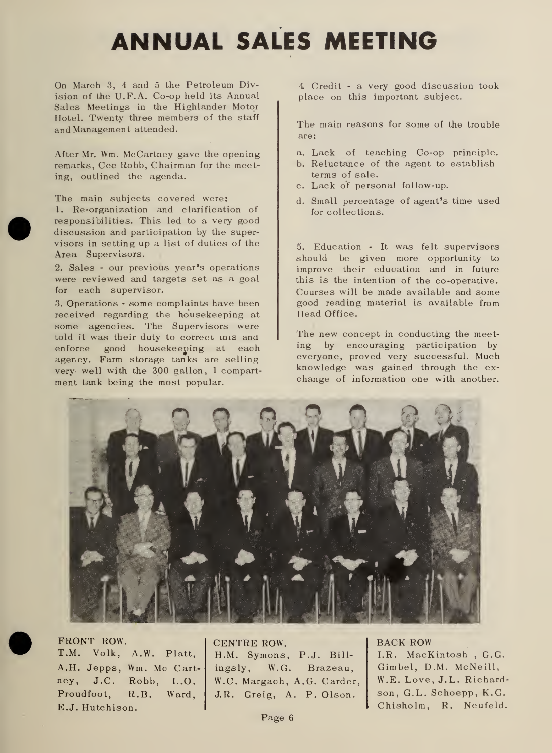# ANNUAL SALES MEETING

On March 3, 4 and 5 the Petroleum Division of the U.F.A. Co-op held its Annual Sales Meetings in the Highlander Motor Hotel. Twenty three members of the staff and Management attended.

After Mr. Wm. McCartney gave the opening remarks, Cec Robb, Chairman for the meeting, outlined the agenda.

The main subjects covered were:

1. Re-organization and clarification of responsibilities. This led to a very good discussion and participation by the supervisors in setting up a list of duties of the Area Supervisors.
2. Sales - our previous year's operations were reviewed and targets set as a goal for each supervisor.
3. Operations - some complaints have been received regarding the housekeeping at some agencies. The Supervisors were told it was their duty to correct this and enforce good housekeeping at each agency. Farm storage tanks are selling very well with the 300 gallon, 1 compartment tank being the most popular.
4. Credit - a very good discussion took place on this important subject.

The main reasons for some of the trouble are:

a. Lack of teaching Co-op principle.
b. Reluctance of the agent to establish terms of sale.
c. Lack of personal follow-up.
d. Small percentage of agent's time used for collections.

5. Education - It was felt supervisors should be given more opportunity to improve their education and in future this is the intention of the co-operative. Courses will be made available and some good reading material is available from Head Office.

The new concept in conducting the meeting by encouraging participation by everyone, proved very successful. Much knowledge was gained through the exchange of information one with another.

FRONT ROW.
T.M. Volk, A.W. Platt, A.H. Jepps, Wm. Mc Cartney, J.C. Robb, L.O. Proudfoot, R.B. Ward, E.J. Hutchison.

CENTRE ROW.
H.M. Symons, P.J. Billingsly, W.G. Brazeau, W.C. Margach, A.G. Carder, J.R. Greig, A. P. Olson.

BACK ROW
I.R. MacKintosh, G.G. Gimbel, D.M. McNeill, W.E. Love, J.L. Richardson, G.L. Schoepp, K.G. Chisholm, R. Neufeld.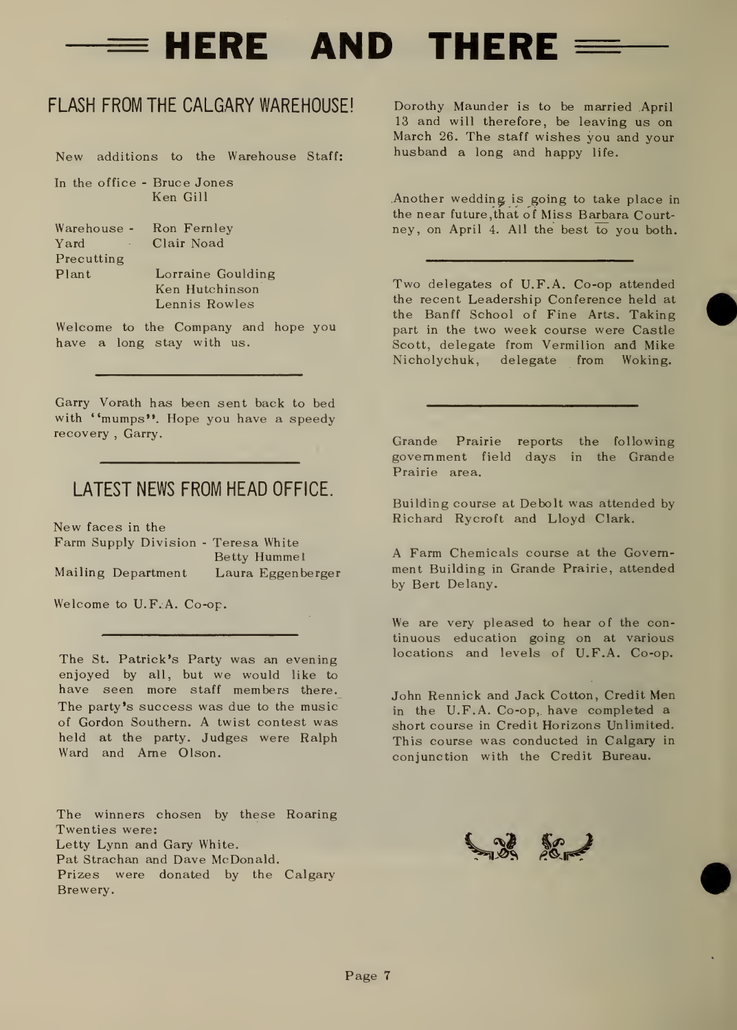# HERE AND THERE

## FLASH FROM THE CALGARY WAREHOUSE!

New additions to the Warehouse Staff:

In the office - Bruce Jones
Ken Gill

Warehouse - Yard - Ron Fernley
Clair Noad

Precutting Plant - Lorraine Goulding
Ken Hutchinson
Lennis Rowles

Welcome to the Company and hope you have a long stay with us.

---

Garry Vorath has been sent back to bed with "mumps". Hope you have a speedy recovery, Garry.

---

## LATEST NEWS FROM HEAD OFFICE.

New faces in the
Farm Supply Division - Teresa White
Betty Hummel
Mailing Department - Laura Eggenberger

Welcome to U.F.A. Co-op.

---

The St. Patrick's Party was an evening enjoyed by all, but we would like to have seen more staff members there. The party's success was due to the music of Gordon Southern. A twist contest was held at the party. Judges were Ralph Ward and Arne Olson.

The winners chosen by these Roaring Twenties were:
Letty Lynn and Gary White.
Pat Strachan and Dave McDonald.
Prizes were donated by the Calgary Brewery.

Dorothy Maunder is to be married April 13 and will therefore, be leaving us on March 26. The staff wishes you and your husband a long and happy life.

Another wedding is going to take place in the near future, that of Miss Barbara Courtney, on April 4. All the best to you both.

---

Two delegates of U.F.A. Co-op attended the recent Leadership Conference held at the Banff School of Fine Arts. Taking part in the two week course were Castle Scott, delegate from Vermilion and Mike Nicholychuk, delegate from Woking.

---

Grande Prairie reports the following government field days in the Grande Prairie area.

Building course at Debolt was attended by Richard Rycroft and Lloyd Clark.

A Farm Chemicals course at the Government Building in Grande Prairie, attended by Bert Delany.

We are very pleased to hear of the continuous education going on at various locations and levels of U.F.A. Co-op.

John Rennick and Jack Cotton, Credit Men in the U.F.A. Co-op, have completed a short course in Credit Horizons Unlimited. This course was conducted in Calgary in conjunction with the Credit Bureau.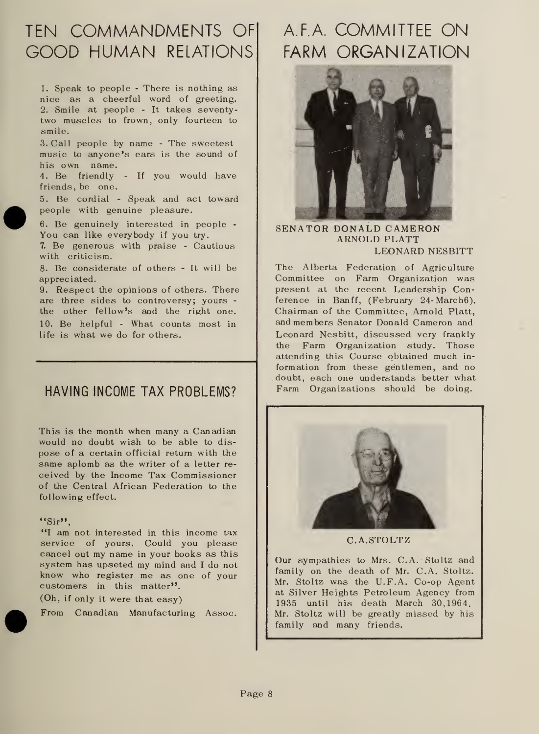# TEN COMMANDMENTS OF GOOD HUMAN RELATIONS

1. Speak to people - There is nothing as nice as a cheerful word of greeting.
2. Smile at people - It takes seventy-two muscles to frown, only fourteen to smile.
3. Call people by name - The sweetest music to anyone's ears is the sound of his own name.
4. Be friendly - If you would have friends, be one.
5. Be cordial - Speak and act toward people with genuine pleasure.
6. Be genuinely interested in people - You can like everybody if you try.
7. Be generous with praise - Cautious with criticism.
8. Be considerate of others - It will be appreciated.
9. Respect the opinions of others. There are three sides to controversy; yours - the other fellow's and the right one.
10. Be helpful - What counts most in life is what we do for others.

# HAVING INCOME TAX PROBLEMS?

This is the month when many a Canadian would no doubt wish to be able to dispose of a certain official return with the same aplomb as the writer of a letter received by the Income Tax Commissioner of the Central African Federation to the following effect.

"Sir",

"I am not interested in this income tax service of yours. Could you please cancel out my name in your books as this system has upseted my mind and I do not know who register me as one of your customers in this matter".

(Oh, if only it were that easy)

From Canadian Manufacturing Assoc.

# A.F.A. COMMITTEE ON FARM ORGANIZATION

SENATOR DONALD CAMERON
ARNOLD PLATT
LEONARD NESBITT

The Alberta Federation of Agriculture Committee on Farm Organization was present at the recent Leadership Conference in Banff, (February 24-March 6). Chairman of the Committee, Arnold Platt, and members Senator Donald Cameron and Leonard Nesbitt, discussed very frankly the Farm Organization study. Those attending this Course obtained much information from these gentlemen, and no doubt, each one understands better what Farm Organizations should be doing.

C.A. STOLTZ

Our sympathies to Mrs. C.A. Stoltz and family on the death of Mr. C.A. Stoltz. Mr. Stoltz was the U.F.A. Co-op Agent at Silver Heights Petroleum Agency from 1935 until his death March 30, 1964. Mr. Stoltz will be greatly missed by his family and many friends.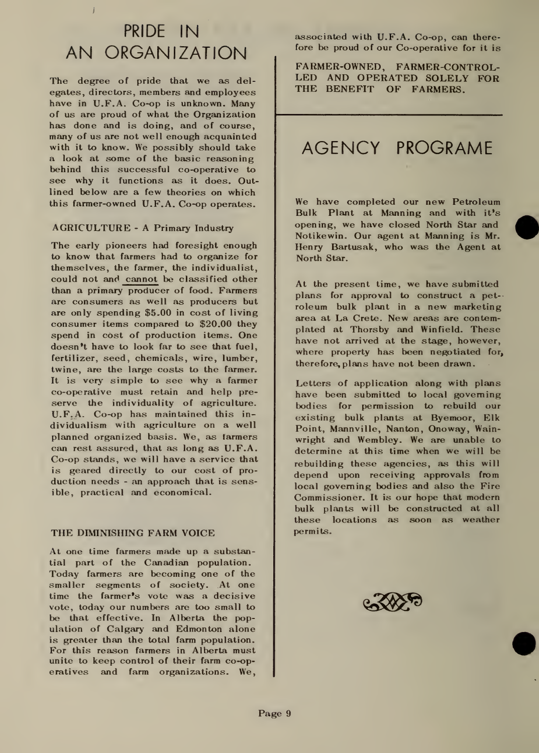# PRIDE IN AN ORGANIZATION

The degree of pride that we as delegates, directors, members and employees have in U.F.A. Co-op is unknown. Many of us are proud of what the Organization has done and is doing, and of course, many of us are not well enough acquainted with it to know. We possibly should take a look at some of the basic reasoning behind this successful co-operative to see why it functions as it does. Outlined below are a few theories on which this farmer-owned U.F.A. Co-op operates.

### AGRICULTURE - A Primary Industry

The early pioneers had foresight enough to know that farmers had to organize for themselves, the farmer, the individualist, could not and cannot be classified other than a primary producer of food. Farmers are consumers as well as producers but are only spending $5.00 in cost of living consumer items compared to $20.00 they spend in cost of production items. One doesn't have to look far to see that fuel, fertilizer, seed, chemicals, wire, lumber, twine, are the large costs to the farmer. It is very simple to see why a farmer co-operative must retain and help preserve the individuality of agriculture. U.F.A. Co-op has maintained this individualism with agriculture on a well planned organized basis. We, as farmers can rest assured, that as long as U.F.A. Co-op stands, we will have a service that is geared directly to our cost of production needs - an approach that is sensible, practical and economical.

### THE DIMINISHING FARM VOICE

At one time farmers made up a substantial part of the Canadian population. Today farmers are becoming one of the smaller segments of society. At one time the farmer's vote was a decisive vote, today our numbers are too small to be that effective. In Alberta the population of Calgary and Edmonton alone is greater than the total farm population. For this reason farmers in Alberta must unite to keep control of their farm co-operatives and farm organizations. We, associated with U.F.A. Co-op, can therefore be proud of our Co-operative for it is

**FARMER-OWNED, FARMER-CONTROLLED AND OPERATED SOLELY FOR THE BENEFIT OF FARMERS.**

# AGENCY PROGRAME

We have completed our new Petroleum Bulk Plant at Manning and with it's opening, we have closed North Star and Notikewin. Our agent at Manning is Mr. Henry Bartusak, who was the Agent at North Star.

At the present time, we have submitted plans for approval to construct a petroleum bulk plant in a new marketing area at La Crete. New areas are contemplated at Thorsby and Winfield. These have not arrived at the stage, however, where property has been negotiated for, therefore, plans have not been drawn.

Letters of application along with plans have been submitted to local governing bodies for permission to rebuild our existing bulk plants at Byemoor, Elk Point, Mannville, Nanton, Onoway, Wainwright and Wembley. We are unable to determine at this time when we will be rebuilding these agencies, as this will depend upon receiving approvals from local governing bodies and also the Fire Commissioner. It is our hope that modern bulk plants will be constructed at all these locations as soon as weather permits.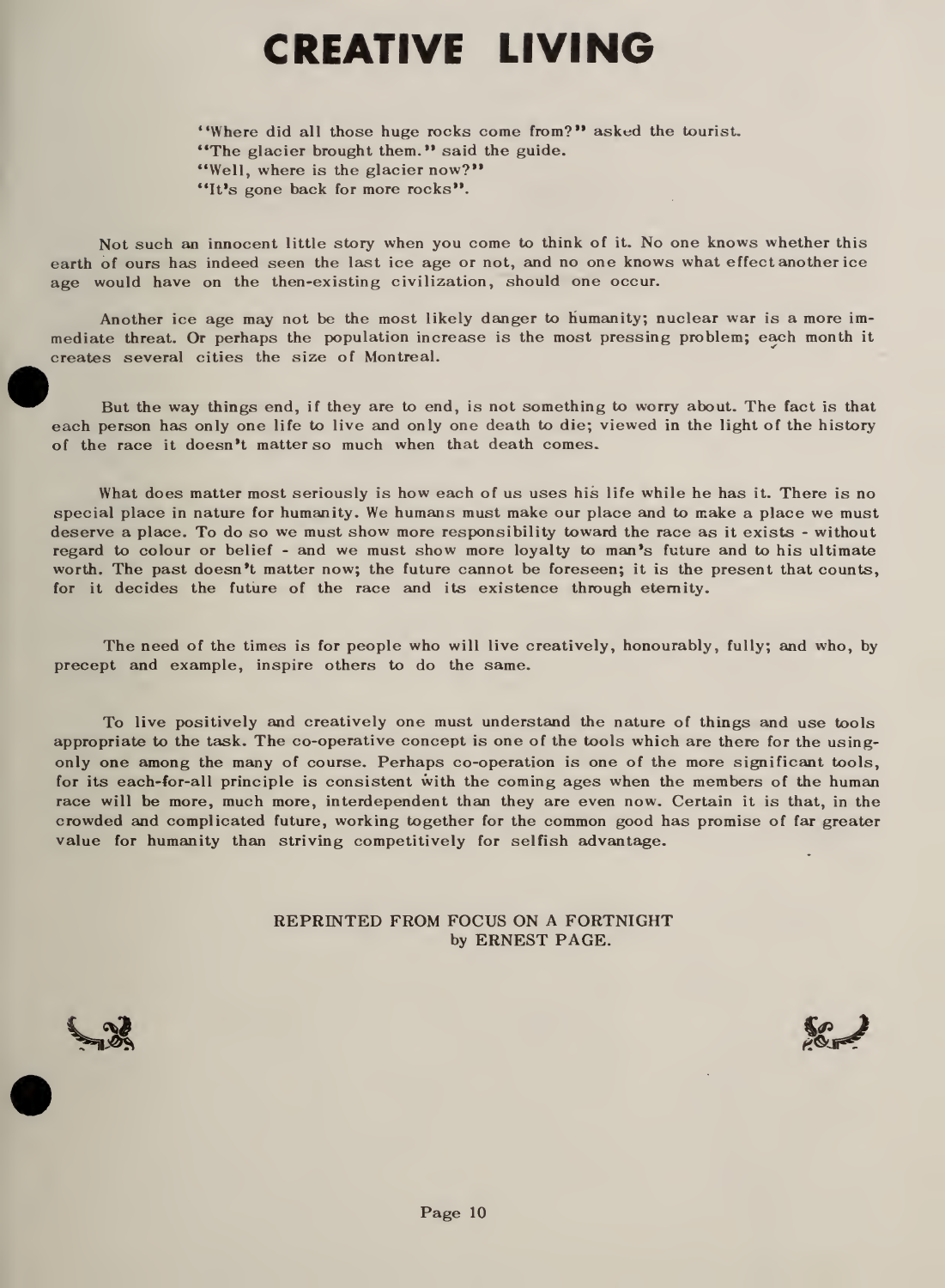# CREATIVE LIVING

"Where did all those huge rocks come from?" asked the tourist.
"The glacier brought them." said the guide.
"Well, where is the glacier now?"
"It's gone back for more rocks".

Not such an innocent little story when you come to think of it. No one knows whether this earth of ours has indeed seen the last ice age or not, and no one knows what effect another ice age would have on the then-existing civilization, should one occur.

Another ice age may not be the most likely danger to humanity; nuclear war is a more immediate threat. Or perhaps the population increase is the most pressing problem; each month it creates several cities the size of Montreal.

But the way things end, if they are to end, is not something to worry about. The fact is that each person has only one life to live and only one death to die; viewed in the light of the history of the race it doesn't matter so much when that death comes.

What does matter most seriously is how each of us uses his life while he has it. There is no special place in nature for humanity. We humans must make our place and to make a place we must deserve a place. To do so we must show more responsibility toward the race as it exists - without regard to colour or belief - and we must show more loyalty to man's future and to his ultimate worth. The past doesn't matter now; the future cannot be foreseen; it is the present that counts, for it decides the future of the race and its existence through eternity.

The need of the times is for people who will live creatively, honourably, fully; and who, by precept and example, inspire others to do the same.

To live positively and creatively one must understand the nature of things and use tools appropriate to the task. The co-operative concept is one of the tools which are there for the using-only one among the many of course. Perhaps co-operation is one of the more significant tools, for its each-for-all principle is consistent with the coming ages when the members of the human race will be more, much more, interdependent than they are even now. Certain it is that, in the crowded and complicated future, working together for the common good has promise of far greater value for humanity than striving competitively for selfish advantage.

REPRINTED FROM FOCUS ON A FORTNIGHT
by ERNEST PAGE.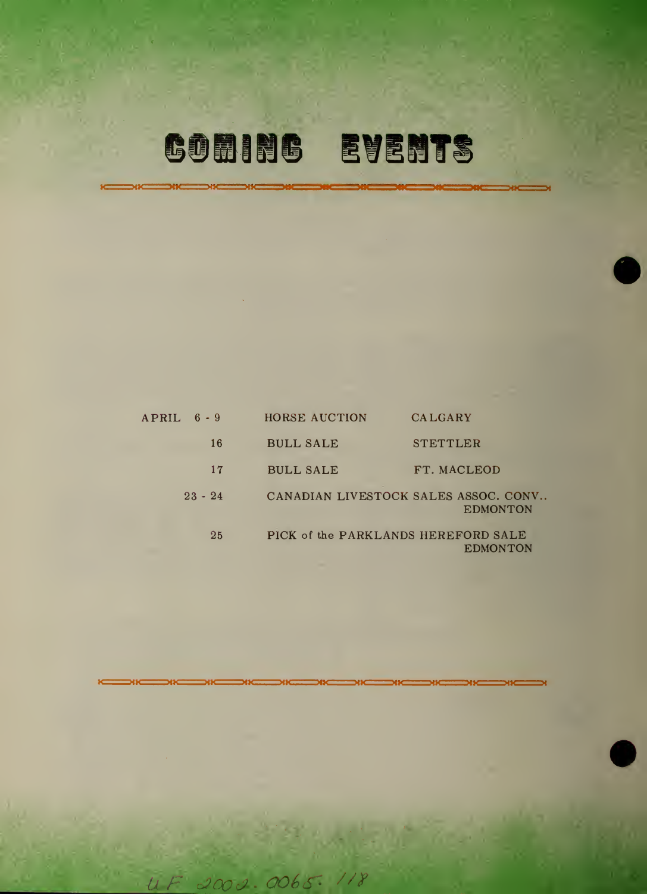# COMING EVENTS

| | | |
|---|---|---|
| APRIL 6 - 9 | HORSE AUCTION | CALGARY |
| 16 | BULL SALE | STETTLER |
| 17 | BULL SALE | FT. MACLEOD |
| 23 - 24 | CANADIAN LIVESTOCK SALES ASSOC. CONV.. | EDMONTON |
| 25 | PICK of the PARKLANDS HEREFORD SALE | EDMONTON |

UF 2002.0065.118